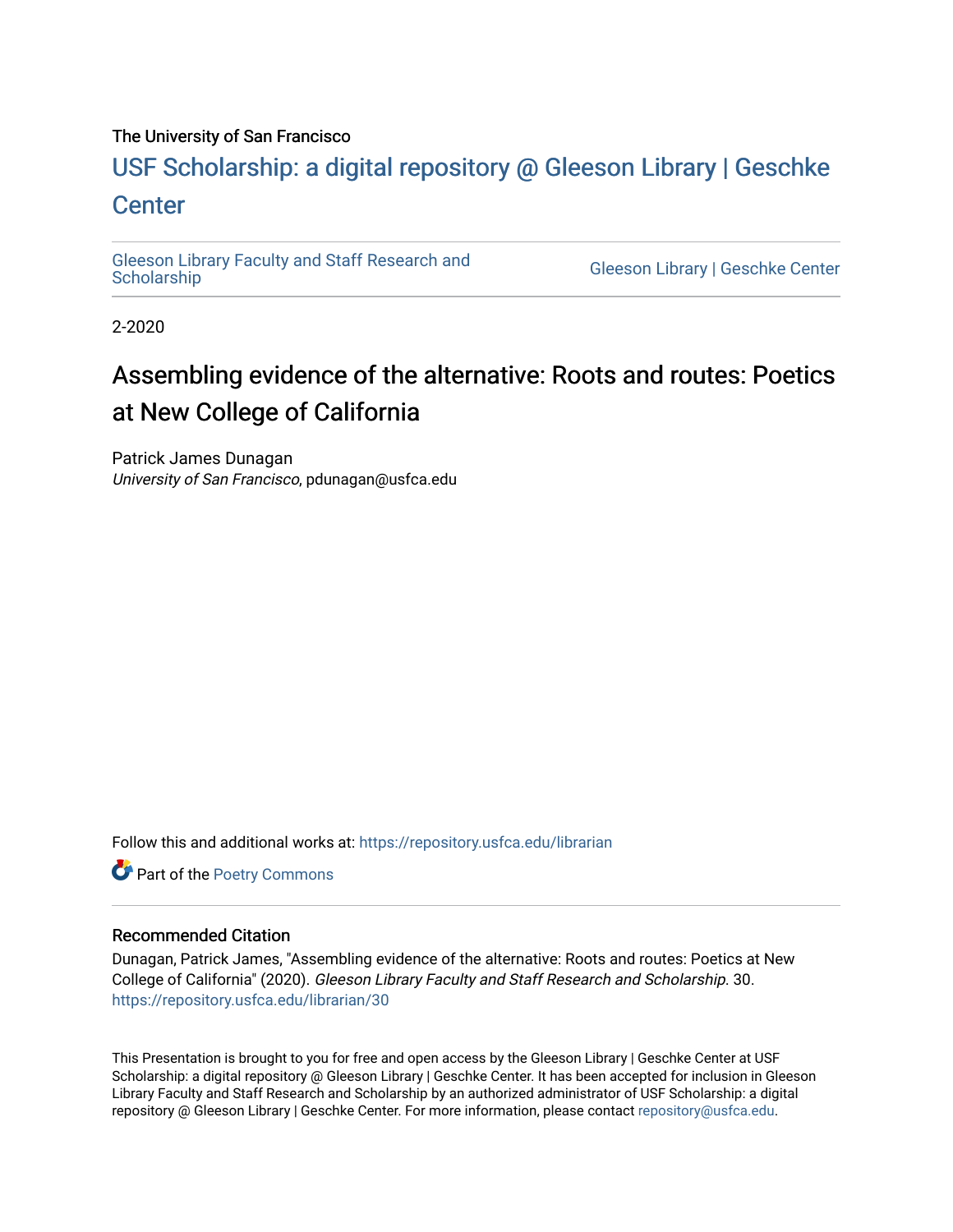The University of San Francisco

## USF Scholarship: a digital repository @ Gleeson Library | Geschke Center

Gleeson Library Faculty and Staff Research and Scholarship

Gleeson Library | Geschke Center

2-2020

# Assembling evidence of the alternative: Roots and routes: Poetics at New College of California

Patrick James Dunagan
*University of San Francisco*, pdunagan@usfca.edu

Follow this and additional works at: https://repository.usfca.edu/librarian

Part of the Poetry Commons

### Recommended Citation

Dunagan, Patrick James, "Assembling evidence of the alternative: Roots and routes: Poetics at New College of California" (2020). *Gleeson Library Faculty and Staff Research and Scholarship*. 30.
https://repository.usfca.edu/librarian/30

This Presentation is brought to you for free and open access by the Gleeson Library | Geschke Center at USF Scholarship: a digital repository @ Gleeson Library | Geschke Center. It has been accepted for inclusion in Gleeson Library Faculty and Staff Research and Scholarship by an authorized administrator of USF Scholarship: a digital repository @ Gleeson Library | Geschke Center. For more information, please contact repository@usfca.edu.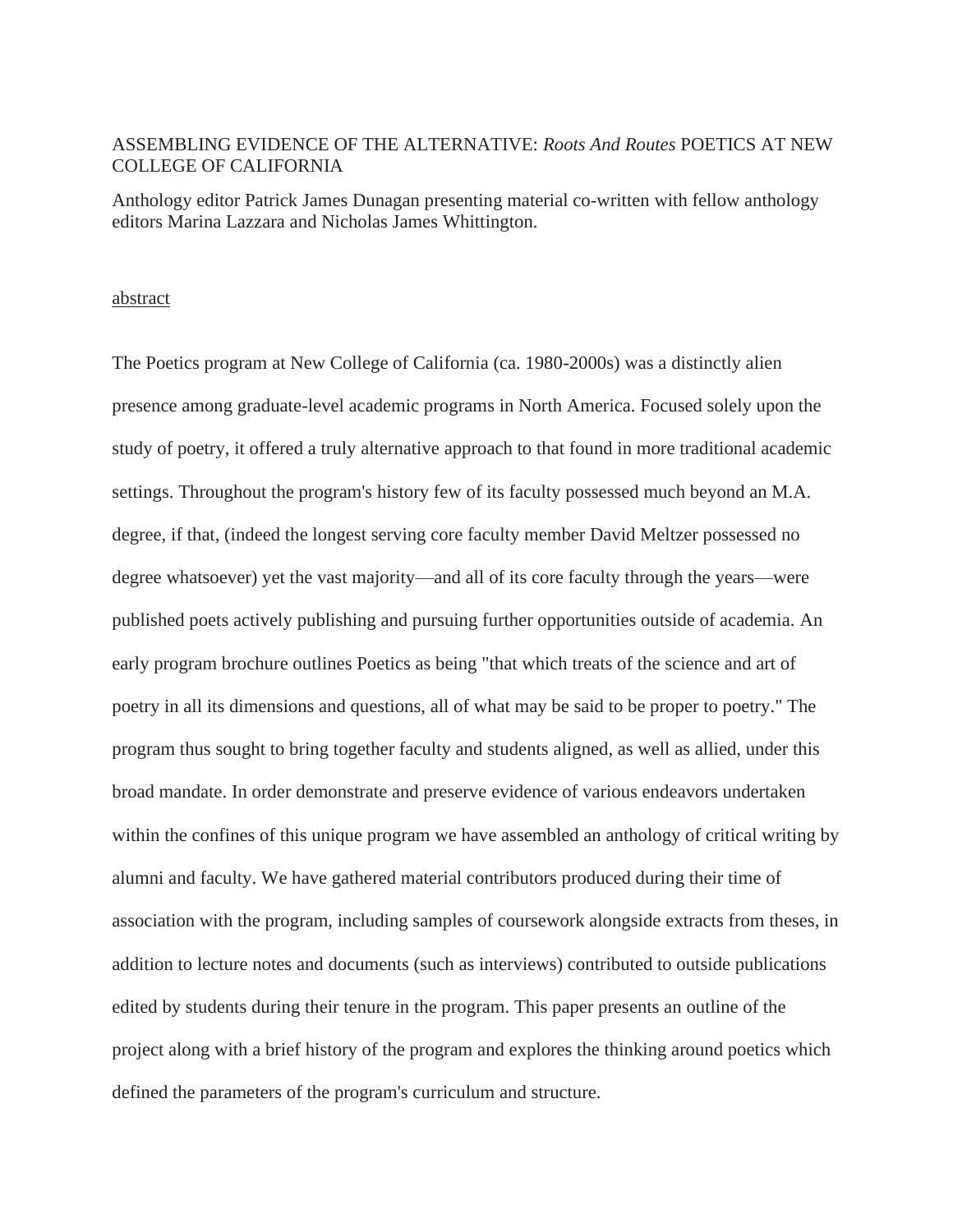ASSEMBLING EVIDENCE OF THE ALTERNATIVE: *Roots And Routes* POETICS AT NEW COLLEGE OF CALIFORNIA

Anthology editor Patrick James Dunagan presenting material co-written with fellow anthology editors Marina Lazzara and Nicholas James Whittington.

<u>abstract</u>

The Poetics program at New College of California (ca. 1980-2000s) was a distinctly alien presence among graduate-level academic programs in North America. Focused solely upon the study of poetry, it offered a truly alternative approach to that found in more traditional academic settings. Throughout the program's history few of its faculty possessed much beyond an M.A. degree, if that, (indeed the longest serving core faculty member David Meltzer possessed no degree whatsoever) yet the vast majority—and all of its core faculty through the years—were published poets actively publishing and pursuing further opportunities outside of academia. An early program brochure outlines Poetics as being "that which treats of the science and art of poetry in all its dimensions and questions, all of what may be said to be proper to poetry." The program thus sought to bring together faculty and students aligned, as well as allied, under this broad mandate. In order demonstrate and preserve evidence of various endeavors undertaken within the confines of this unique program we have assembled an anthology of critical writing by alumni and faculty. We have gathered material contributors produced during their time of association with the program, including samples of coursework alongside extracts from theses, in addition to lecture notes and documents (such as interviews) contributed to outside publications edited by students during their tenure in the program. This paper presents an outline of the project along with a brief history of the program and explores the thinking around poetics which defined the parameters of the program's curriculum and structure.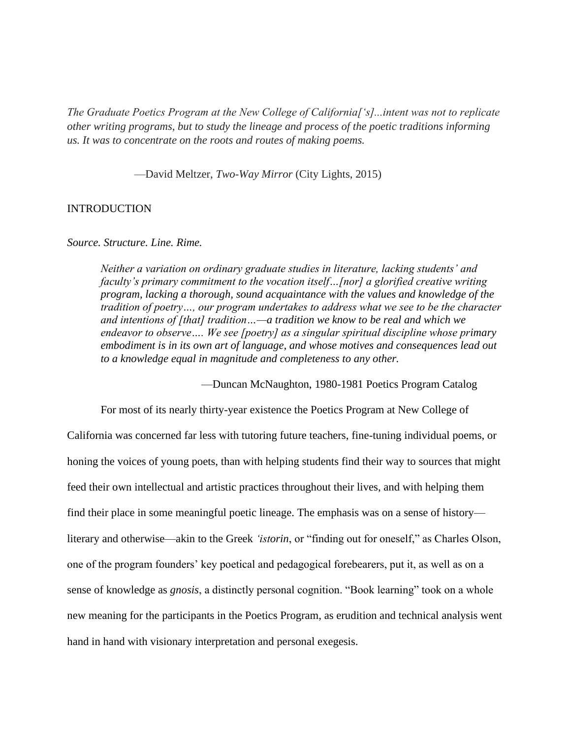*The Graduate Poetics Program at the New College of California['s]...intent was not to replicate other writing programs, but to study the lineage and process of the poetic traditions informing us. It was to concentrate on the roots and routes of making poems.*

—David Meltzer, *Two-Way Mirror* (City Lights, 2015)

INTRODUCTION

*Source. Structure. Line. Rime.*

> *Neither a variation on ordinary graduate studies in literature, lacking students' and faculty's primary commitment to the vocation itself…[nor] a glorified creative writing program, lacking a thorough, sound acquaintance with the values and knowledge of the tradition of poetry…, our program undertakes to address what we see to be the character and intentions of [that] tradition…—a tradition we know to be real and which we endeavor to observe…. We see [poetry] as a singular spiritual discipline whose primary embodiment is in its own art of language, and whose motives and consequences lead out to a knowledge equal in magnitude and completeness to any other.*
>
> —Duncan McNaughton, 1980-1981 Poetics Program Catalog

For most of its nearly thirty-year existence the Poetics Program at New College of California was concerned far less with tutoring future teachers, fine-tuning individual poems, or honing the voices of young poets, than with helping students find their way to sources that might feed their own intellectual and artistic practices throughout their lives, and with helping them find their place in some meaningful poetic lineage. The emphasis was on a sense of history—literary and otherwise—akin to the Greek *'istorin*, or "finding out for oneself," as Charles Olson, one of the program founders' key poetical and pedagogical forebearers, put it, as well as on a sense of knowledge as *gnosis*, a distinctly personal cognition. "Book learning" took on a whole new meaning for the participants in the Poetics Program, as erudition and technical analysis went hand in hand with visionary interpretation and personal exegesis.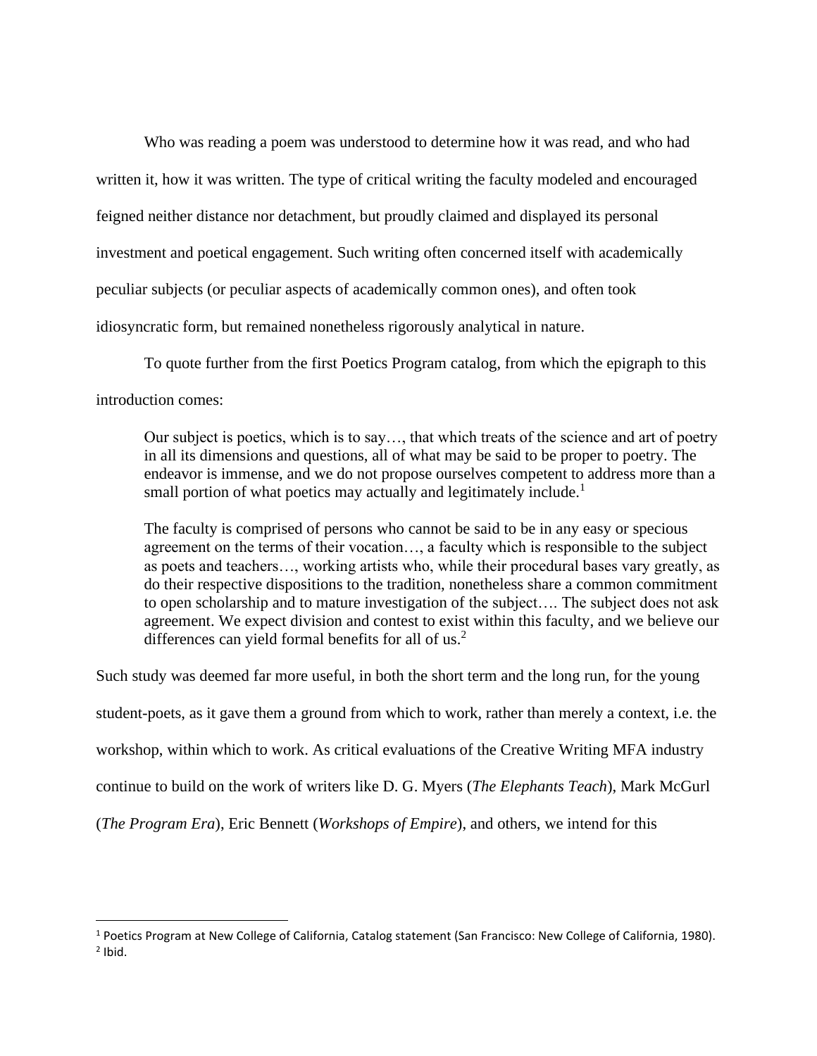Who was reading a poem was understood to determine how it was read, and who had written it, how it was written. The type of critical writing the faculty modeled and encouraged feigned neither distance nor detachment, but proudly claimed and displayed its personal investment and poetical engagement. Such writing often concerned itself with academically peculiar subjects (or peculiar aspects of academically common ones), and often took idiosyncratic form, but remained nonetheless rigorously analytical in nature.

To quote further from the first Poetics Program catalog, from which the epigraph to this introduction comes:

> Our subject is poetics, which is to say…, that which treats of the science and art of poetry in all its dimensions and questions, all of what may be said to be proper to poetry. The endeavor is immense, and we do not propose ourselves competent to address more than a small portion of what poetics may actually and legitimately include.[1]
>
> The faculty is comprised of persons who cannot be said to be in any easy or specious agreement on the terms of their vocation…, a faculty which is responsible to the subject as poets and teachers…, working artists who, while their procedural bases vary greatly, as do their respective dispositions to the tradition, nonetheless share a common commitment to open scholarship and to mature investigation of the subject…. The subject does not ask agreement. We expect division and contest to exist within this faculty, and we believe our differences can yield formal benefits for all of us.[2]

Such study was deemed far more useful, in both the short term and the long run, for the young student-poets, as it gave them a ground from which to work, rather than merely a context, i.e. the workshop, within which to work. As critical evaluations of the Creative Writing MFA industry continue to build on the work of writers like D. G. Myers (*The Elephants Teach*), Mark McGurl (*The Program Era*), Eric Bennett (*Workshops of Empire*), and others, we intend for this

---

[1] Poetics Program at New College of California, Catalog statement (San Francisco: New College of California, 1980).

[2] Ibid.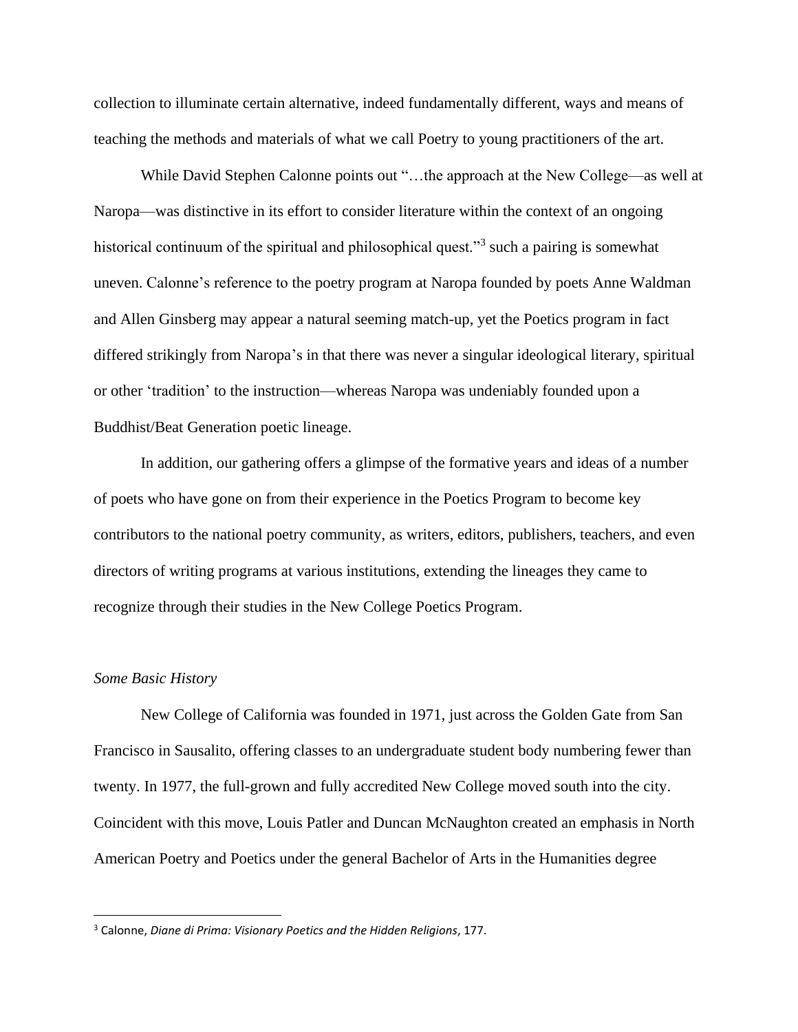collection to illuminate certain alternative, indeed fundamentally different, ways and means of teaching the methods and materials of what we call Poetry to young practitioners of the art.

While David Stephen Calonne points out "…the approach at the New College—as well at Naropa—was distinctive in its effort to consider literature within the context of an ongoing historical continuum of the spiritual and philosophical quest."[3] such a pairing is somewhat uneven. Calonne's reference to the poetry program at Naropa founded by poets Anne Waldman and Allen Ginsberg may appear a natural seeming match-up, yet the Poetics program in fact differed strikingly from Naropa's in that there was never a singular ideological literary, spiritual or other 'tradition' to the instruction—whereas Naropa was undeniably founded upon a Buddhist/Beat Generation poetic lineage.

In addition, our gathering offers a glimpse of the formative years and ideas of a number of poets who have gone on from their experience in the Poetics Program to become key contributors to the national poetry community, as writers, editors, publishers, teachers, and even directors of writing programs at various institutions, extending the lineages they came to recognize through their studies in the New College Poetics Program.

*Some Basic History*

New College of California was founded in 1971, just across the Golden Gate from San Francisco in Sausalito, offering classes to an undergraduate student body numbering fewer than twenty. In 1977, the full-grown and fully accredited New College moved south into the city. Coincident with this move, Louis Patler and Duncan McNaughton created an emphasis in North American Poetry and Poetics under the general Bachelor of Arts in the Humanities degree

[3] Calonne, *Diane di Prima: Visionary Poetics and the Hidden Religions*, 177.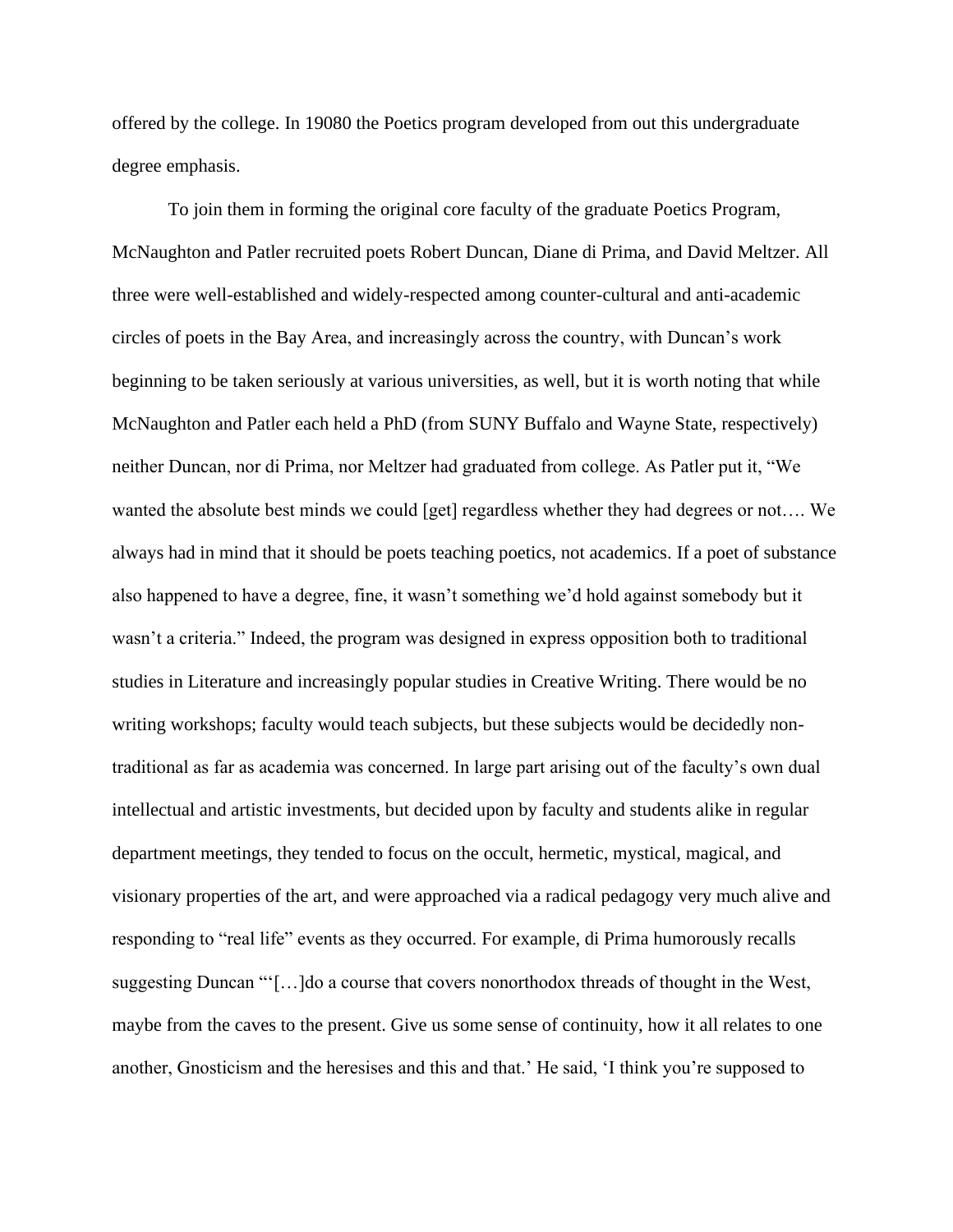offered by the college. In 19080 the Poetics program developed from out this undergraduate degree emphasis.

To join them in forming the original core faculty of the graduate Poetics Program, McNaughton and Patler recruited poets Robert Duncan, Diane di Prima, and David Meltzer. All three were well-established and widely-respected among counter-cultural and anti-academic circles of poets in the Bay Area, and increasingly across the country, with Duncan's work beginning to be taken seriously at various universities, as well, but it is worth noting that while McNaughton and Patler each held a PhD (from SUNY Buffalo and Wayne State, respectively) neither Duncan, nor di Prima, nor Meltzer had graduated from college. As Patler put it, "We wanted the absolute best minds we could [get] regardless whether they had degrees or not…. We always had in mind that it should be poets teaching poetics, not academics. If a poet of substance also happened to have a degree, fine, it wasn't something we'd hold against somebody but it wasn't a criteria." Indeed, the program was designed in express opposition both to traditional studies in Literature and increasingly popular studies in Creative Writing. There would be no writing workshops; faculty would teach subjects, but these subjects would be decidedly non-traditional as far as academia was concerned. In large part arising out of the faculty's own dual intellectual and artistic investments, but decided upon by faculty and students alike in regular department meetings, they tended to focus on the occult, hermetic, mystical, magical, and visionary properties of the art, and were approached via a radical pedagogy very much alive and responding to "real life" events as they occurred. For example, di Prima humorously recalls suggesting Duncan "'[…]do a course that covers nonorthodox threads of thought in the West, maybe from the caves to the present. Give us some sense of continuity, how it all relates to one another, Gnosticism and the heresises and this and that.' He said, 'I think you're supposed to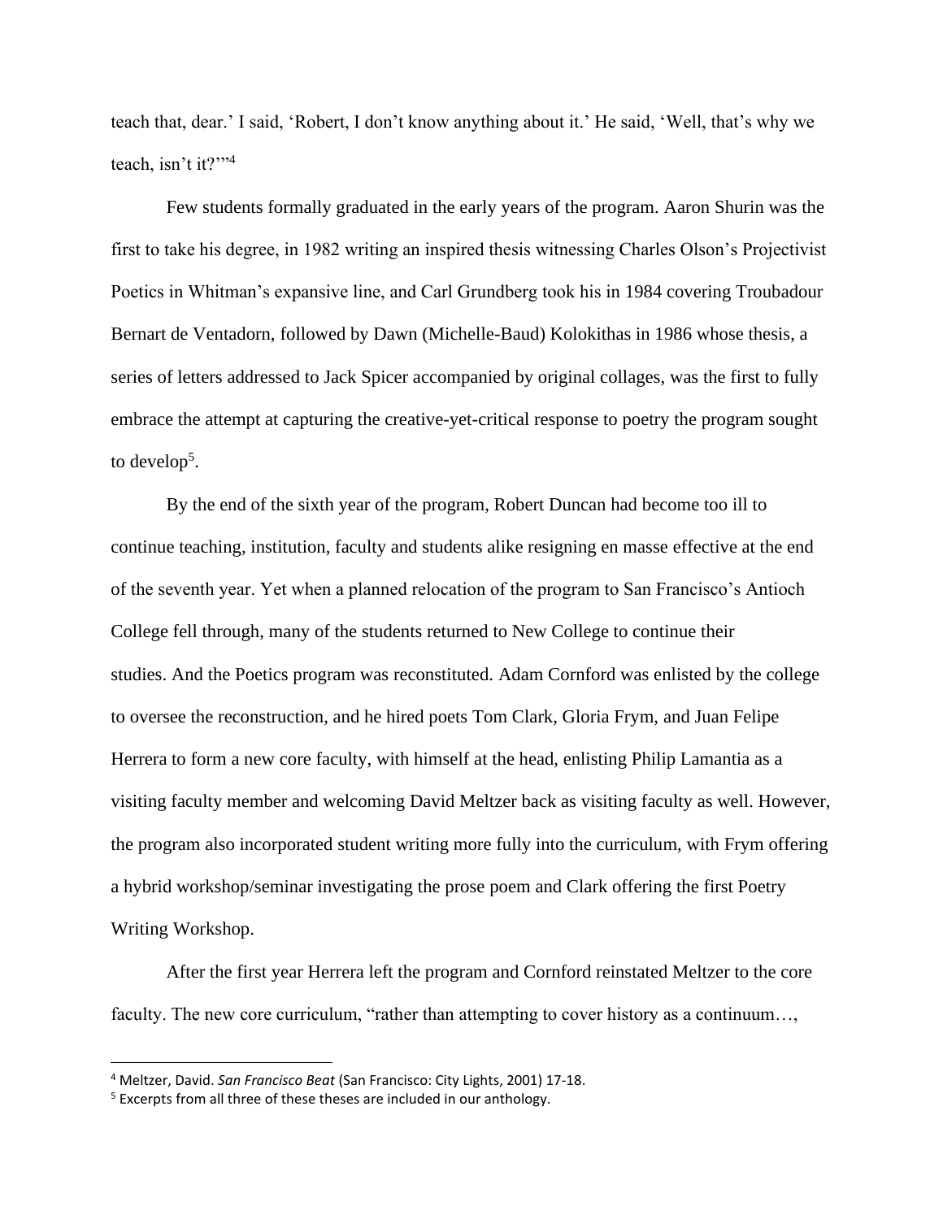teach that, dear.' I said, 'Robert, I don't know anything about it.' He said, 'Well, that's why we teach, isn't it?'"[4]

Few students formally graduated in the early years of the program. Aaron Shurin was the first to take his degree, in 1982 writing an inspired thesis witnessing Charles Olson's Projectivist Poetics in Whitman's expansive line, and Carl Grundberg took his in 1984 covering Troubadour Bernart de Ventadorn, followed by Dawn (Michelle-Baud) Kolokithas in 1986 whose thesis, a series of letters addressed to Jack Spicer accompanied by original collages, was the first to fully embrace the attempt at capturing the creative-yet-critical response to poetry the program sought to develop[5].

By the end of the sixth year of the program, Robert Duncan had become too ill to continue teaching, institution, faculty and students alike resigning en masse effective at the end of the seventh year. Yet when a planned relocation of the program to San Francisco's Antioch College fell through, many of the students returned to New College to continue their studies. And the Poetics program was reconstituted. Adam Cornford was enlisted by the college to oversee the reconstruction, and he hired poets Tom Clark, Gloria Frym, and Juan Felipe Herrera to form a new core faculty, with himself at the head, enlisting Philip Lamantia as a visiting faculty member and welcoming David Meltzer back as visiting faculty as well. However, the program also incorporated student writing more fully into the curriculum, with Frym offering a hybrid workshop/seminar investigating the prose poem and Clark offering the first Poetry Writing Workshop.

After the first year Herrera left the program and Cornford reinstated Meltzer to the core faculty. The new core curriculum, "rather than attempting to cover history as a continuum…,

---

[4] Meltzer, David. *San Francisco Beat* (San Francisco: City Lights, 2001) 17-18.

[5] Excerpts from all three of these theses are included in our anthology.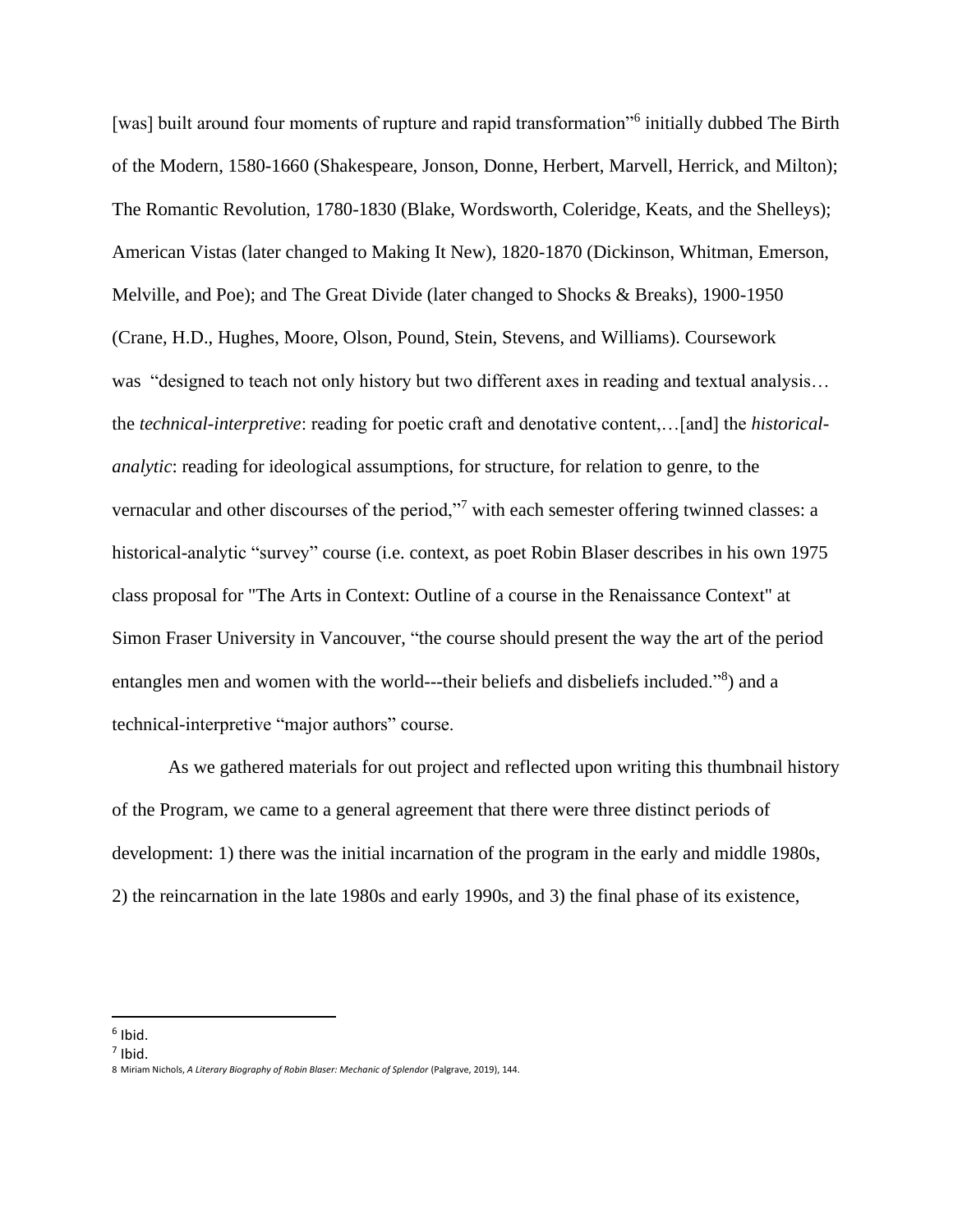[was] built around four moments of rupture and rapid transformation"[6] initially dubbed The Birth of the Modern, 1580-1660 (Shakespeare, Jonson, Donne, Herbert, Marvell, Herrick, and Milton); The Romantic Revolution, 1780-1830 (Blake, Wordsworth, Coleridge, Keats, and the Shelleys); American Vistas (later changed to Making It New), 1820-1870 (Dickinson, Whitman, Emerson, Melville, and Poe); and The Great Divide (later changed to Shocks & Breaks), 1900-1950 (Crane, H.D., Hughes, Moore, Olson, Pound, Stein, Stevens, and Williams). Coursework was "designed to teach not only history but two different axes in reading and textual analysis… the *technical-interpretive*: reading for poetic craft and denotative content,…[and] the *historical-analytic*: reading for ideological assumptions, for structure, for relation to genre, to the vernacular and other discourses of the period,"[7] with each semester offering twinned classes: a historical-analytic "survey" course (i.e. context, as poet Robin Blaser describes in his own 1975 class proposal for "The Arts in Context: Outline of a course in the Renaissance Context" at Simon Fraser University in Vancouver, "the course should present the way the art of the period entangles men and women with the world---their beliefs and disbeliefs included."[8]) and a technical-interpretive "major authors" course.

As we gathered materials for out project and reflected upon writing this thumbnail history of the Program, we came to a general agreement that there were three distinct periods of development: 1) there was the initial incarnation of the program in the early and middle 1980s, 2) the reincarnation in the late 1980s and early 1990s, and 3) the final phase of its existence,

---

[6] Ibid.

[7] Ibid.

[8] Miriam Nichols, *A Literary Biography of Robin Blaser: Mechanic of Splendor* (Palgrave, 2019), 144.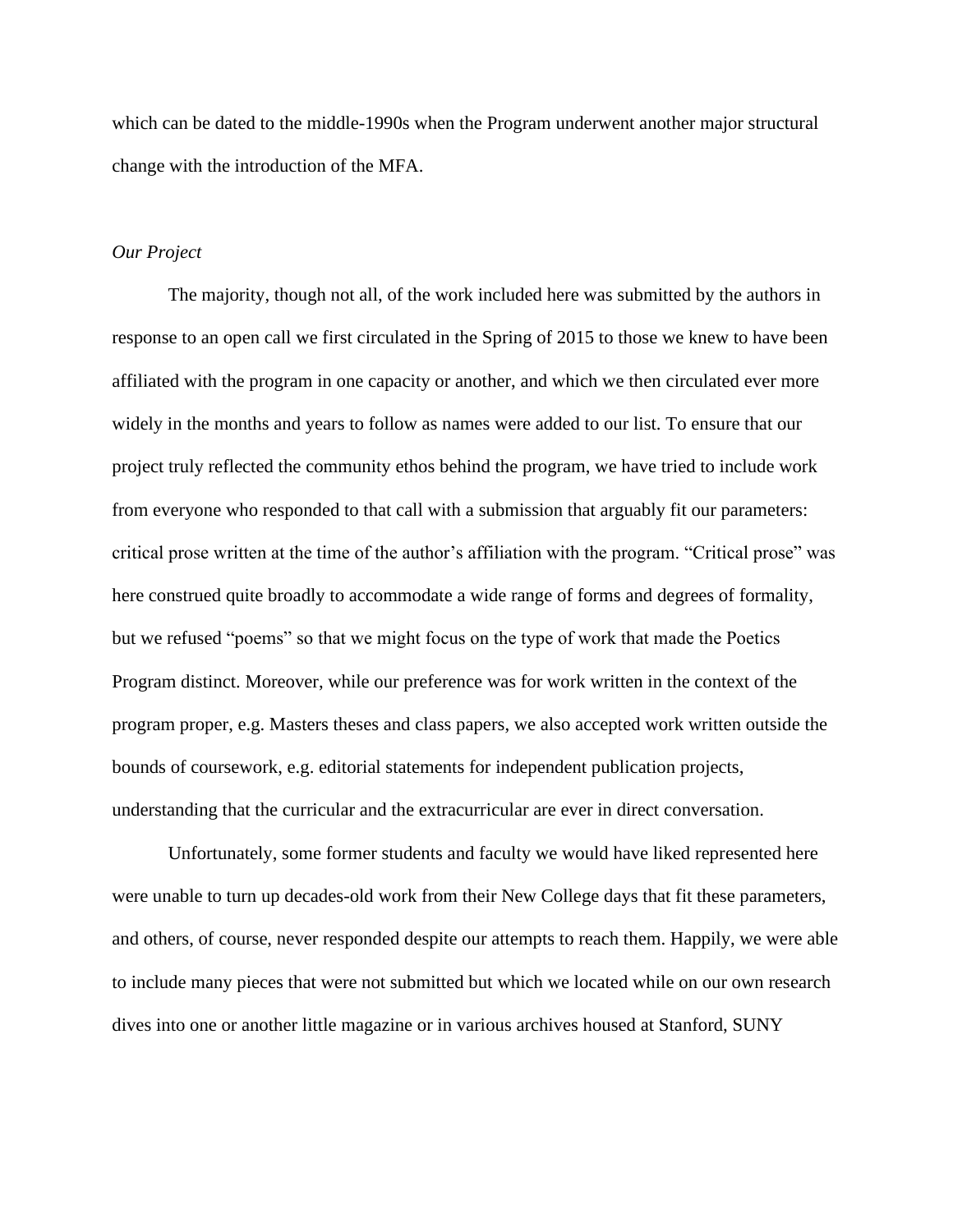which can be dated to the middle-1990s when the Program underwent another major structural change with the introduction of the MFA.

*Our Project*

The majority, though not all, of the work included here was submitted by the authors in response to an open call we first circulated in the Spring of 2015 to those we knew to have been affiliated with the program in one capacity or another, and which we then circulated ever more widely in the months and years to follow as names were added to our list. To ensure that our project truly reflected the community ethos behind the program, we have tried to include work from everyone who responded to that call with a submission that arguably fit our parameters: critical prose written at the time of the author's affiliation with the program. "Critical prose" was here construed quite broadly to accommodate a wide range of forms and degrees of formality, but we refused "poems" so that we might focus on the type of work that made the Poetics Program distinct. Moreover, while our preference was for work written in the context of the program proper, e.g. Masters theses and class papers, we also accepted work written outside the bounds of coursework, e.g. editorial statements for independent publication projects, understanding that the curricular and the extracurricular are ever in direct conversation.

Unfortunately, some former students and faculty we would have liked represented here were unable to turn up decades-old work from their New College days that fit these parameters, and others, of course, never responded despite our attempts to reach them. Happily, we were able to include many pieces that were not submitted but which we located while on our own research dives into one or another little magazine or in various archives housed at Stanford, SUNY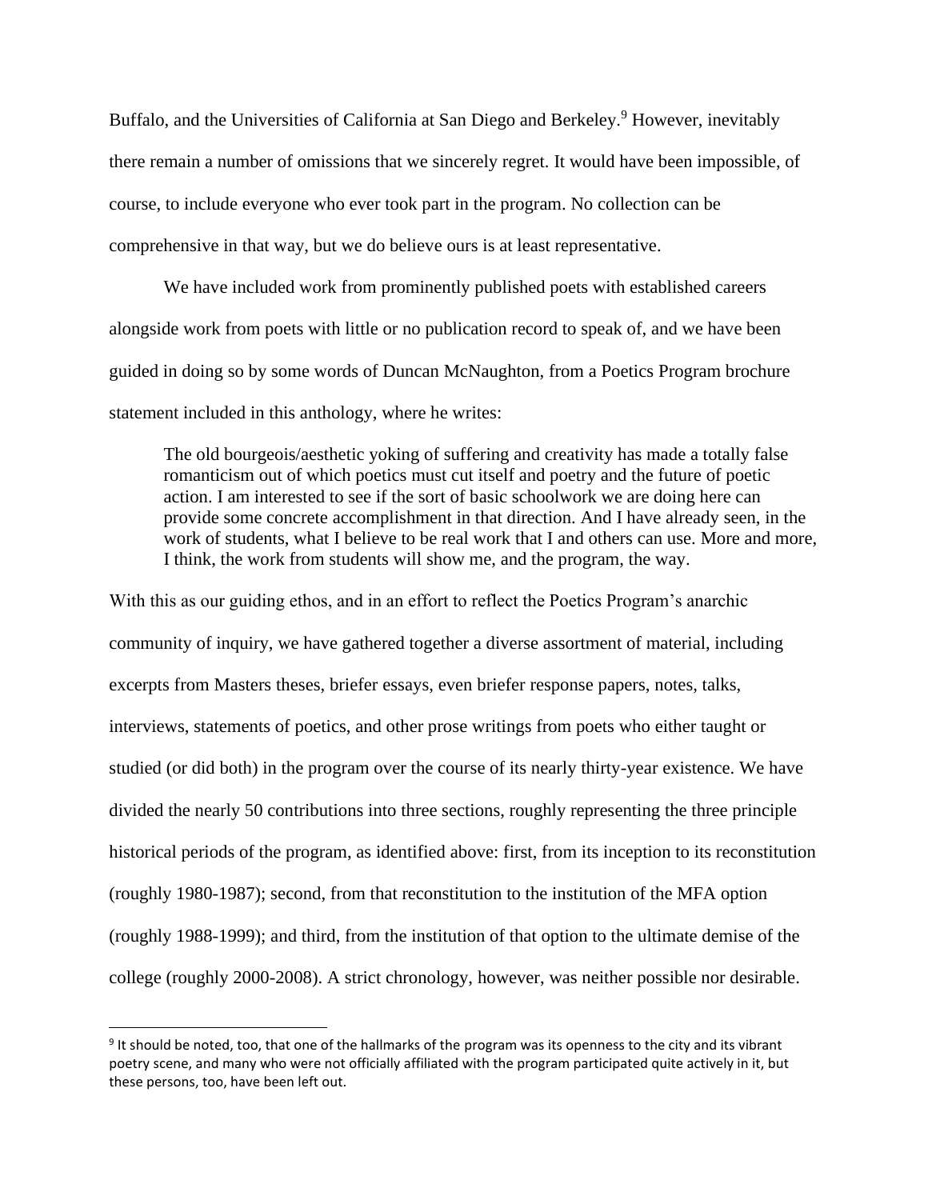Buffalo, and the Universities of California at San Diego and Berkeley.[9] However, inevitably there remain a number of omissions that we sincerely regret. It would have been impossible, of course, to include everyone who ever took part in the program. No collection can be comprehensive in that way, but we do believe ours is at least representative.

We have included work from prominently published poets with established careers alongside work from poets with little or no publication record to speak of, and we have been guided in doing so by some words of Duncan McNaughton, from a Poetics Program brochure statement included in this anthology, where he writes:

> The old bourgeois/aesthetic yoking of suffering and creativity has made a totally false romanticism out of which poetics must cut itself and poetry and the future of poetic action. I am interested to see if the sort of basic schoolwork we are doing here can provide some concrete accomplishment in that direction. And I have already seen, in the work of students, what I believe to be real work that I and others can use. More and more, I think, the work from students will show me, and the program, the way.

With this as our guiding ethos, and in an effort to reflect the Poetics Program's anarchic community of inquiry, we have gathered together a diverse assortment of material, including excerpts from Masters theses, briefer essays, even briefer response papers, notes, talks, interviews, statements of poetics, and other prose writings from poets who either taught or studied (or did both) in the program over the course of its nearly thirty-year existence. We have divided the nearly 50 contributions into three sections, roughly representing the three principle historical periods of the program, as identified above: first, from its inception to its reconstitution (roughly 1980-1987); second, from that reconstitution to the institution of the MFA option (roughly 1988-1999); and third, from the institution of that option to the ultimate demise of the college (roughly 2000-2008). A strict chronology, however, was neither possible nor desirable.

---

[9] It should be noted, too, that one of the hallmarks of the program was its openness to the city and its vibrant poetry scene, and many who were not officially affiliated with the program participated quite actively in it, but these persons, too, have been left out.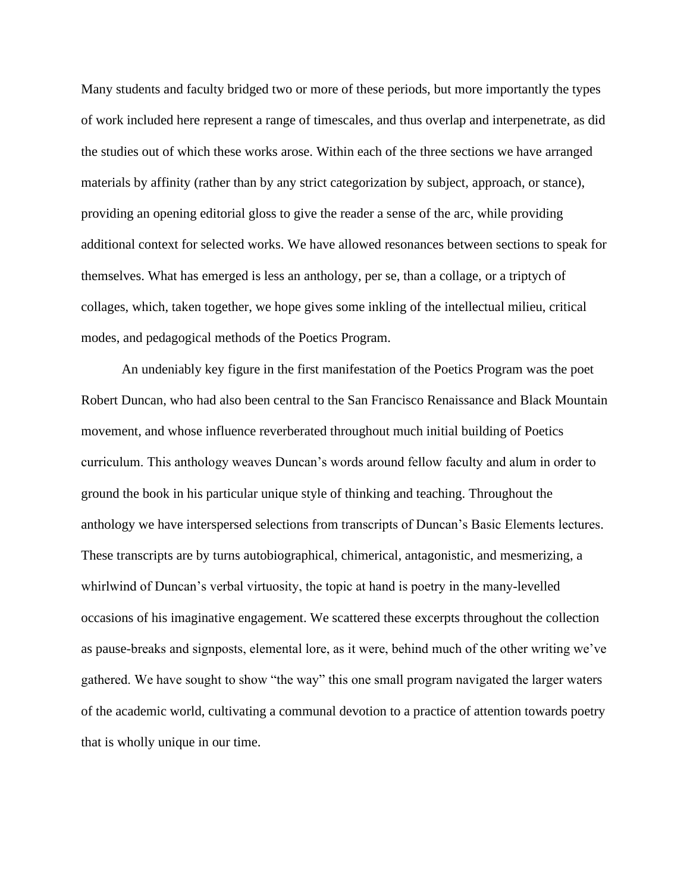Many students and faculty bridged two or more of these periods, but more importantly the types of work included here represent a range of timescales, and thus overlap and interpenetrate, as did the studies out of which these works arose. Within each of the three sections we have arranged materials by affinity (rather than by any strict categorization by subject, approach, or stance), providing an opening editorial gloss to give the reader a sense of the arc, while providing additional context for selected works. We have allowed resonances between sections to speak for themselves. What has emerged is less an anthology, per se, than a collage, or a triptych of collages, which, taken together, we hope gives some inkling of the intellectual milieu, critical modes, and pedagogical methods of the Poetics Program.

An undeniably key figure in the first manifestation of the Poetics Program was the poet Robert Duncan, who had also been central to the San Francisco Renaissance and Black Mountain movement, and whose influence reverberated throughout much initial building of Poetics curriculum. This anthology weaves Duncan's words around fellow faculty and alum in order to ground the book in his particular unique style of thinking and teaching. Throughout the anthology we have interspersed selections from transcripts of Duncan's Basic Elements lectures. These transcripts are by turns autobiographical, chimerical, antagonistic, and mesmerizing, a whirlwind of Duncan's verbal virtuosity, the topic at hand is poetry in the many-levelled occasions of his imaginative engagement. We scattered these excerpts throughout the collection as pause-breaks and signposts, elemental lore, as it were, behind much of the other writing we've gathered. We have sought to show "the way" this one small program navigated the larger waters of the academic world, cultivating a communal devotion to a practice of attention towards poetry that is wholly unique in our time.